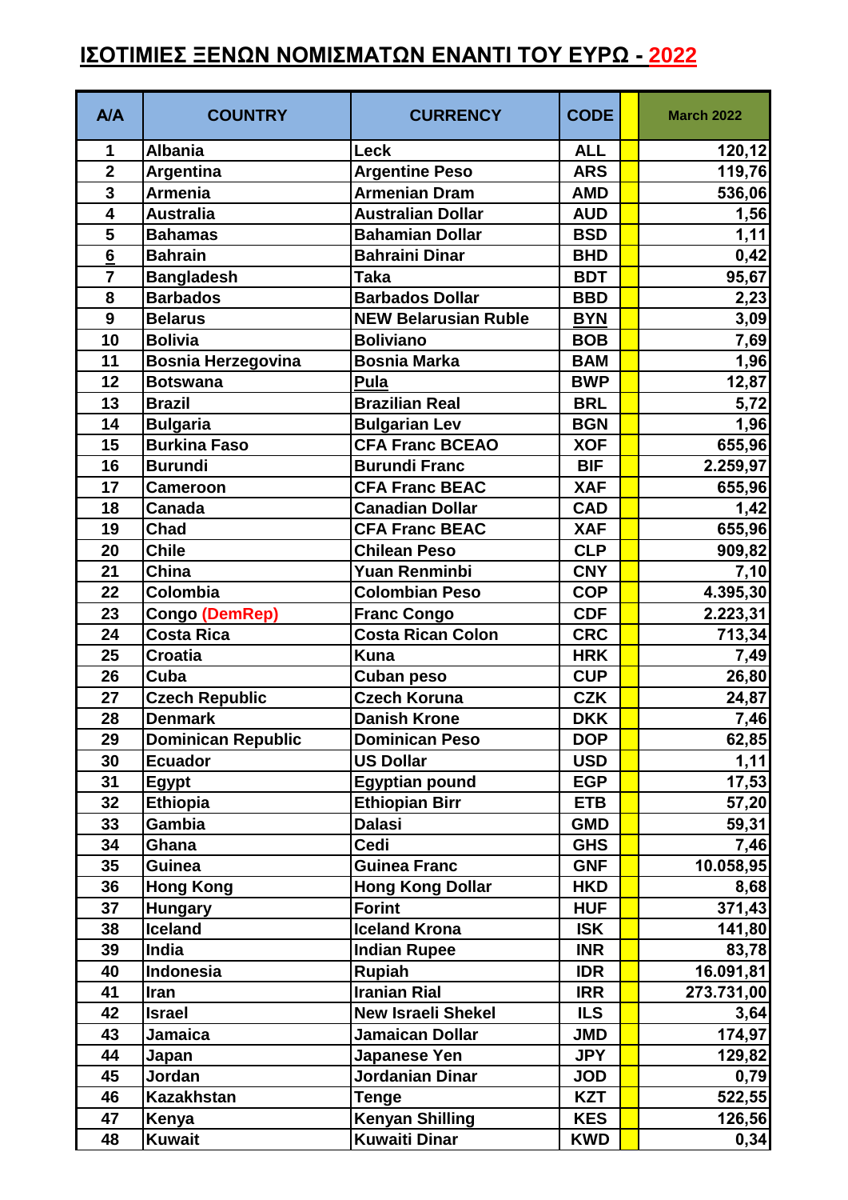# ΙΣΟΤΙΜΙΕΣ ΞΕΝΩΝ ΝΟΜΙΣΜΑΤΩΝ ΕΝΑΝΤΙ ΤΟΥ ΕΥΡΩ - 2022

| A/A | COUNTRY | CURRENCY | CODE | | March 2022 |
|---|---|---|---|---|---|
| 1 | Albania | Leck | ALL | | 120,12 |
| 2 | Argentina | Argentine Peso | ARS | | 119,76 |
| 3 | Armenia | Armenian Dram | AMD | | 536,06 |
| 4 | Australia | Australian Dollar | AUD | | 1,56 |
| 5 | Bahamas | Bahamian Dollar | BSD | | 1,11 |
| 6 | Bahrain | Bahraini Dinar | BHD | | 0,42 |
| 7 | Bangladesh | Taka | BDT | | 95,67 |
| 8 | Barbados | Barbados Dollar | BBD | | 2,23 |
| 9 | Belarus | NEW Belarusian Ruble | BYN | | 3,09 |
| 10 | Bolivia | Boliviano | BOB | | 7,69 |
| 11 | Bosnia Herzegovina | Bosnia Marka | BAM | | 1,96 |
| 12 | Botswana | Pula | BWP | | 12,87 |
| 13 | Brazil | Brazilian Real | BRL | | 5,72 |
| 14 | Bulgaria | Bulgarian Lev | BGN | | 1,96 |
| 15 | Burkina Faso | CFA Franc BCEAO | XOF | | 655,96 |
| 16 | Burundi | Burundi Franc | BIF | | 2.259,97 |
| 17 | Cameroon | CFA Franc BEAC | XAF | | 655,96 |
| 18 | Canada | Canadian Dollar | CAD | | 1,42 |
| 19 | Chad | CFA Franc BEAC | XAF | | 655,96 |
| 20 | Chile | Chilean Peso | CLP | | 909,82 |
| 21 | China | Yuan Renminbi | CNY | | 7,10 |
| 22 | Colombia | Colombian Peso | COP | | 4.395,30 |
| 23 | Congo (DemRep) | Franc Congo | CDF | | 2.223,31 |
| 24 | Costa Rica | Costa Rican Colon | CRC | | 713,34 |
| 25 | Croatia | Kuna | HRK | | 7,49 |
| 26 | Cuba | Cuban peso | CUP | | 26,80 |
| 27 | Czech Republic | Czech Koruna | CZK | | 24,87 |
| 28 | Denmark | Danish Krone | DKK | | 7,46 |
| 29 | Dominican Republic | Dominican Peso | DOP | | 62,85 |
| 30 | Ecuador | US Dollar | USD | | 1,11 |
| 31 | Egypt | Egyptian pound | EGP | | 17,53 |
| 32 | Ethiopia | Ethiopian Birr | ETB | | 57,20 |
| 33 | Gambia | Dalasi | GMD | | 59,31 |
| 34 | Ghana | Cedi | GHS | | 7,46 |
| 35 | Guinea | Guinea Franc | GNF | | 10.058,95 |
| 36 | Hong Kong | Hong Kong Dollar | HKD | | 8,68 |
| 37 | Hungary | Forint | HUF | | 371,43 |
| 38 | Iceland | Iceland Krona | ISK | | 141,80 |
| 39 | India | Indian Rupee | INR | | 83,78 |
| 40 | Indonesia | Rupiah | IDR | | 16.091,81 |
| 41 | Iran | Iranian Rial | IRR | | 273.731,00 |
| 42 | Israel | New Israeli Shekel | ILS | | 3,64 |
| 43 | Jamaica | Jamaican Dollar | JMD | | 174,97 |
| 44 | Japan | Japanese Yen | JPY | | 129,82 |
| 45 | Jordan | Jordanian Dinar | JOD | | 0,79 |
| 46 | Kazakhstan | Tenge | KZT | | 522,55 |
| 47 | Kenya | Kenyan Shilling | KES | | 126,56 |
| 48 | Kuwait | Kuwaiti Dinar | KWD | | 0,34 |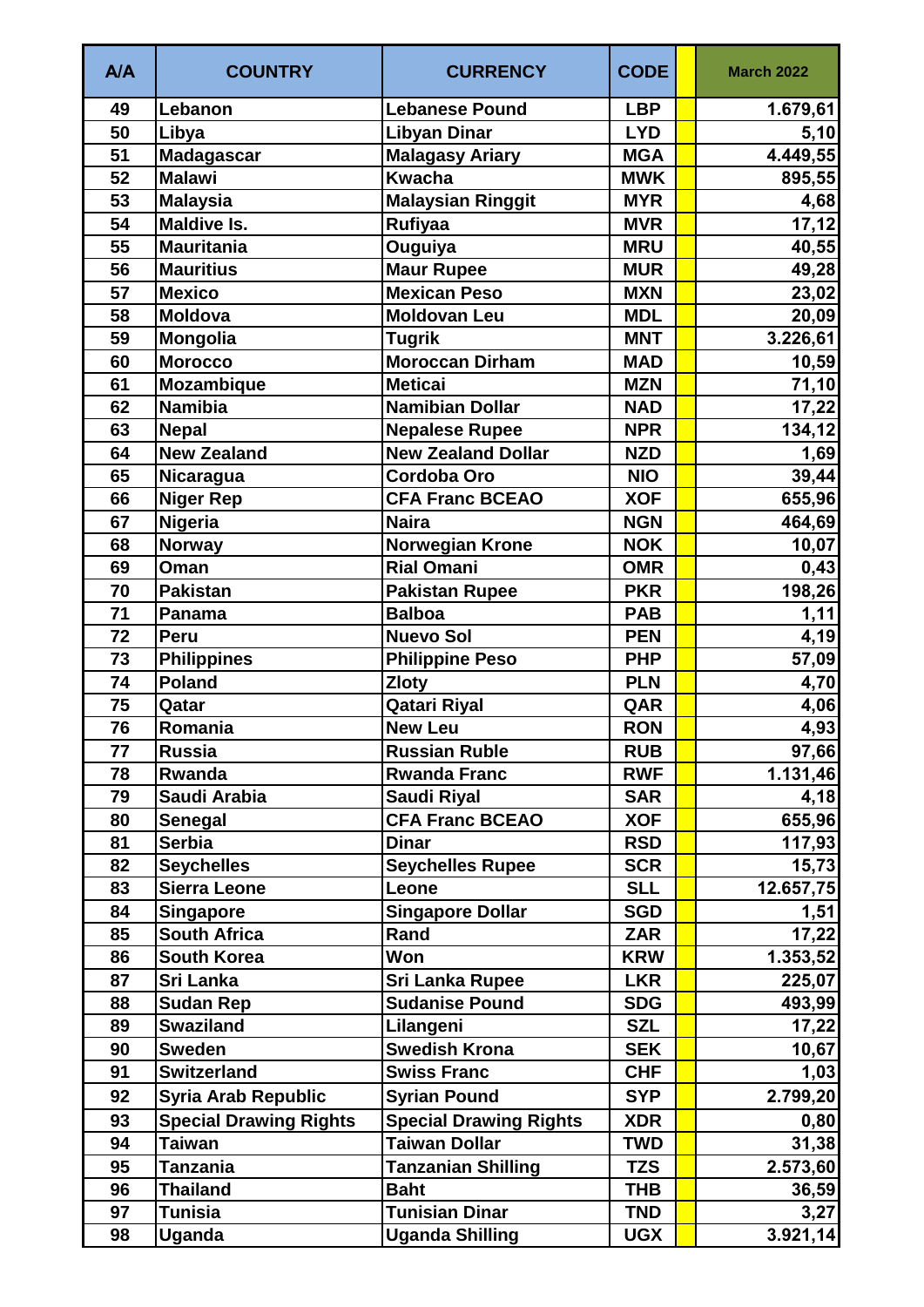| A/A | COUNTRY | CURRENCY | CODE | | March 2022 |
|---|---|---|---|---|---|
| 49 | Lebanon | Lebanese Pound | LBP | | 1.679,61 |
| 50 | Libya | Libyan Dinar | LYD | | 5,10 |
| 51 | Madagascar | Malagasy Ariary | MGA | | 4.449,55 |
| 52 | Malawi | Kwacha | MWK | | 895,55 |
| 53 | Malaysia | Malaysian Ringgit | MYR | | 4,68 |
| 54 | Maldive Is. | Rufiyaa | MVR | | 17,12 |
| 55 | Mauritania | Ouguiya | MRU | | 40,55 |
| 56 | Mauritius | Maur Rupee | MUR | | 49,28 |
| 57 | Mexico | Mexican Peso | MXN | | 23,02 |
| 58 | Moldova | Moldovan Leu | MDL | | 20,09 |
| 59 | Mongolia | Tugrik | MNT | | 3.226,61 |
| 60 | Morocco | Moroccan Dirham | MAD | | 10,59 |
| 61 | Mozambique | Meticai | MZN | | 71,10 |
| 62 | Namibia | Namibian Dollar | NAD | | 17,22 |
| 63 | Nepal | Nepalese Rupee | NPR | | 134,12 |
| 64 | New Zealand | New Zealand Dollar | NZD | | 1,69 |
| 65 | Nicaragua | Cordoba Oro | NIO | | 39,44 |
| 66 | Niger Rep | CFA Franc BCEAO | XOF | | 655,96 |
| 67 | Nigeria | Naira | NGN | | 464,69 |
| 68 | Norway | Norwegian Krone | NOK | | 10,07 |
| 69 | Oman | Rial Omani | OMR | | 0,43 |
| 70 | Pakistan | Pakistan Rupee | PKR | | 198,26 |
| 71 | Panama | Balboa | PAB | | 1,11 |
| 72 | Peru | Nuevo Sol | PEN | | 4,19 |
| 73 | Philippines | Philippine Peso | PHP | | 57,09 |
| 74 | Poland | Zloty | PLN | | 4,70 |
| 75 | Qatar | Qatari Riyal | QAR | | 4,06 |
| 76 | Romania | New Leu | RON | | 4,93 |
| 77 | Russia | Russian Ruble | RUB | | 97,66 |
| 78 | Rwanda | Rwanda Franc | RWF | | 1.131,46 |
| 79 | Saudi Arabia | Saudi Riyal | SAR | | 4,18 |
| 80 | Senegal | CFA Franc BCEAO | XOF | | 655,96 |
| 81 | Serbia | Dinar | RSD | | 117,93 |
| 82 | Seychelles | Seychelles Rupee | SCR | | 15,73 |
| 83 | Sierra Leone | Leone | SLL | | 12.657,75 |
| 84 | Singapore | Singapore Dollar | SGD | | 1,51 |
| 85 | South Africa | Rand | ZAR | | 17,22 |
| 86 | South Korea | Won | KRW | | 1.353,52 |
| 87 | Sri Lanka | Sri Lanka Rupee | LKR | | 225,07 |
| 88 | Sudan Rep | Sudanise Pound | SDG | | 493,99 |
| 89 | Swaziland | Lilangeni | SZL | | 17,22 |
| 90 | Sweden | Swedish Krona | SEK | | 10,67 |
| 91 | Switzerland | Swiss Franc | CHF | | 1,03 |
| 92 | Syria Arab Republic | Syrian Pound | SYP | | 2.799,20 |
| 93 | Special Drawing Rights | Special Drawing Rights | XDR | | 0,80 |
| 94 | Taiwan | Taiwan Dollar | TWD | | 31,38 |
| 95 | Tanzania | Tanzanian Shilling | TZS | | 2.573,60 |
| 96 | Thailand | Baht | THB | | 36,59 |
| 97 | Tunisia | Tunisian Dinar | TND | | 3,27 |
| 98 | Uganda | Uganda Shilling | UGX | | 3.921,14 |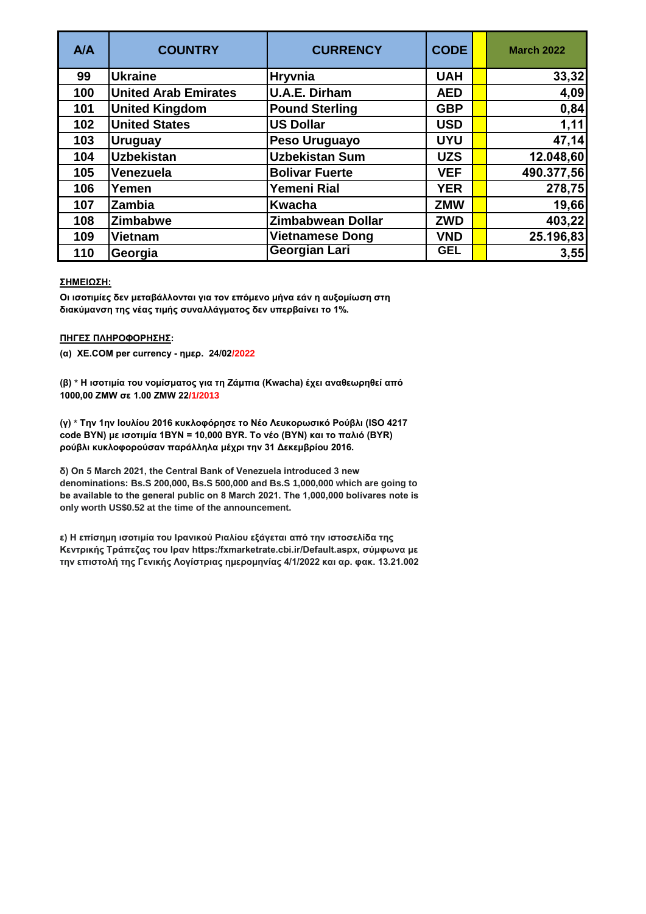| A/A | COUNTRY | CURRENCY | CODE | | March 2022 |
|---|---|---|---|---|---|
| 99 | Ukraine | Hryvnia | UAH | | 33,32 |
| 100 | United Arab Emirates | U.A.E. Dirham | AED | | 4,09 |
| 101 | United Kingdom | Pound Sterling | GBP | | 0,84 |
| 102 | United States | US Dollar | USD | | 1,11 |
| 103 | Uruguay | Peso Uruguayo | UYU | | 47,14 |
| 104 | Uzbekistan | Uzbekistan Sum | UZS | | 12.048,60 |
| 105 | Venezuela | Bolivar Fuerte | VEF | | 490.377,56 |
| 106 | Yemen | Yemeni Rial | YER | | 278,75 |
| 107 | Zambia | Kwacha | ZMW | | 19,66 |
| 108 | Zimbabwe | Zimbabwean Dollar | ZWD | | 403,22 |
| 109 | Vietnam | Vietnamese Dong | VND | | 25.196,83 |
| 110 | Georgia | Georgian Lari | GEL | | 3,55 |

**ΣΗΜΕΙΩΣΗ:**

**Οι ισοτιμίες δεν μεταβάλλονται για τον επόμενο μήνα εάν η αυξομίωση στη διακύμανση της νέας τιμής συναλλάγματος δεν υπερβαίνει το 1%.**

**ΠΗΓΕΣ ΠΛΗΡΟΦΟΡΗΣΗΣ:**

**(α) XE.COM per currency - ημερ. 24/02/2022**

**(β) * Η ισοτιμία του νομίσματος για τη Ζάμπια (Kwacha) έχει αναθεωρηθεί από 1000,00 ZMW σε 1.00 ZMW 22/1/2013**

**(γ) * Την 1ην Ιουλίου 2016 κυκλοφόρησε το Νέο Λευκορωσικό Ρούβλι (ISO 4217 code BYN) με ισοτιμία 1BYN = 10,000 BYR. Το νέο (BYN) και το παλιό (BYR) ρούβλι κυκλοφορούσαν παράλληλα μέχρι την 31 Δεκεμβρίου 2016.**

**δ) On 5 March 2021, the Central Bank of Venezuela introduced 3 new denominations: Bs.S 200,000, Bs.S 500,000 and Bs.S 1,000,000 which are going to be available to the general public on 8 March 2021. The 1,000,000 bolívares note is only worth US$0.52 at the time of the announcement.**

**ε) Η επίσημη ισοτιμία του Ιρανικού Ριαλίου εξάγεται από την ιστοσελίδα της Κεντρικής Τράπεζας του Ιραν https:/fxmarketrate.cbi.ir/Default.aspx, σύμφωνα με την επιστολή της Γενικής Λογίστριας ημερομηνίας 4/1/2022 και αρ. φακ. 13.21.002**